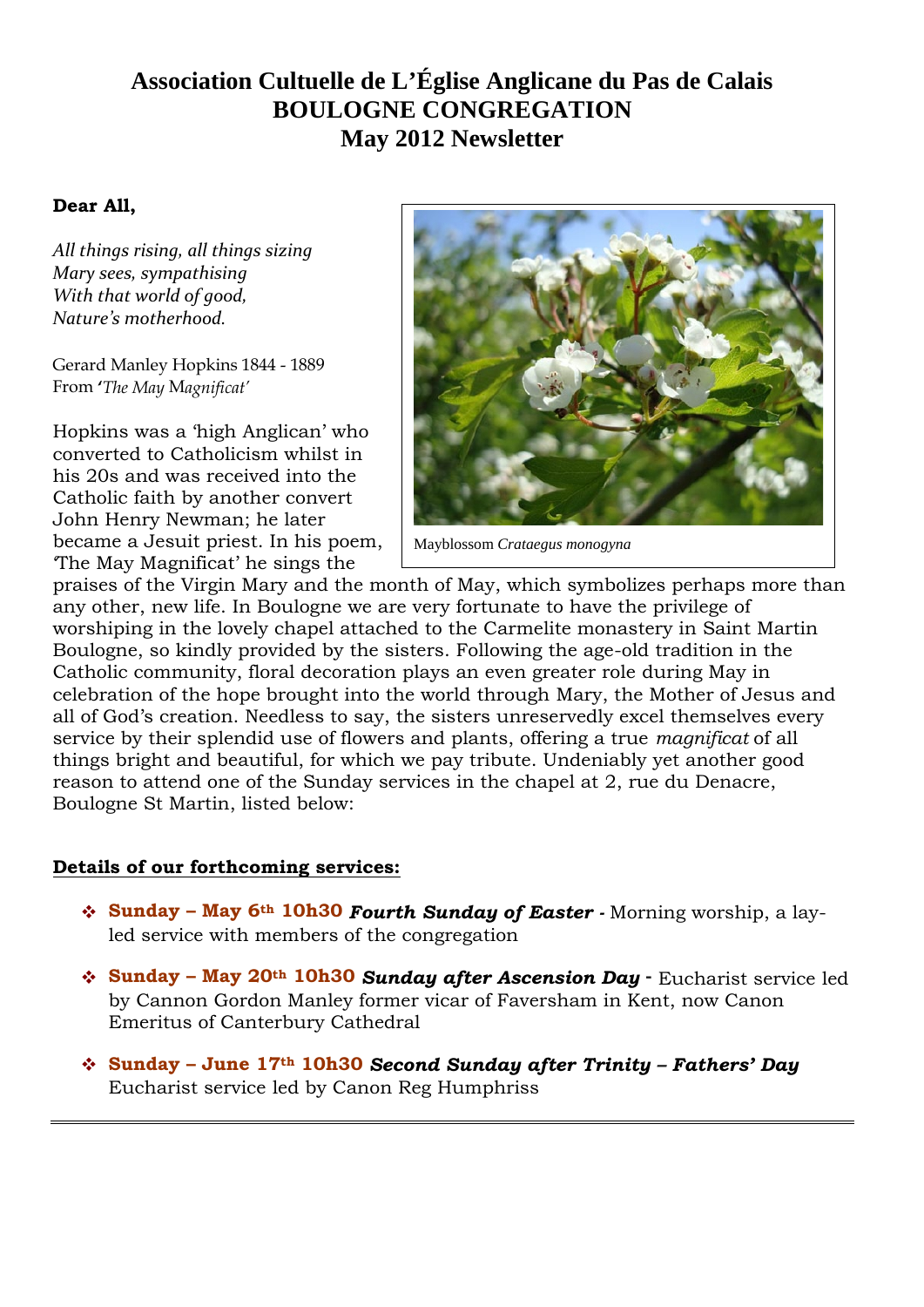# Association Cultuelle de L'Église Anglicane du Pas de Calais
## BOULOGNE CONGREGATION
## May 2012 Newsletter

**Dear All,**

*All things rising, all things sizing*
*Mary sees, sympathising*
*With that world of good,*
*Nature's motherhood.*

Gerard Manley Hopkins 1844 - 1889
From '*The May Magnificat'*

Mayblossom *Crataegus monogyna*

Hopkins was a 'high Anglican' who converted to Catholicism whilst in his 20s and was received into the Catholic faith by another convert John Henry Newman; he later became a Jesuit priest. In his poem, 'The May Magnificat' he sings the praises of the Virgin Mary and the month of May, which symbolizes perhaps more than any other, new life. In Boulogne we are very fortunate to have the privilege of worshiping in the lovely chapel attached to the Carmelite monastery in Saint Martin Boulogne, so kindly provided by the sisters. Following the age-old tradition in the Catholic community, floral decoration plays an even greater role during May in celebration of the hope brought into the world through Mary, the Mother of Jesus and all of God's creation. Needless to say, the sisters unreservedly excel themselves every service by their splendid use of flowers and plants, offering a true *magnificat* of all things bright and beautiful, for which we pay tribute. Undeniably yet another good reason to attend one of the Sunday services in the chapel at 2, rue du Denacre, Boulogne St Martin, listed below:

**Details of our forthcoming services:**

- **Sunday – May 6th 10h30** ***Fourth Sunday of Easter -*** Morning worship, a lay-led service with members of the congregation
- **Sunday – May 20th 10h30** ***Sunday after Ascension Day -*** Eucharist service led by Cannon Gordon Manley former vicar of Faversham in Kent, now Canon Emeritus of Canterbury Cathedral
- **Sunday – June 17th 10h30** ***Second Sunday after Trinity – Fathers' Day*** Eucharist service led by Canon Reg Humphriss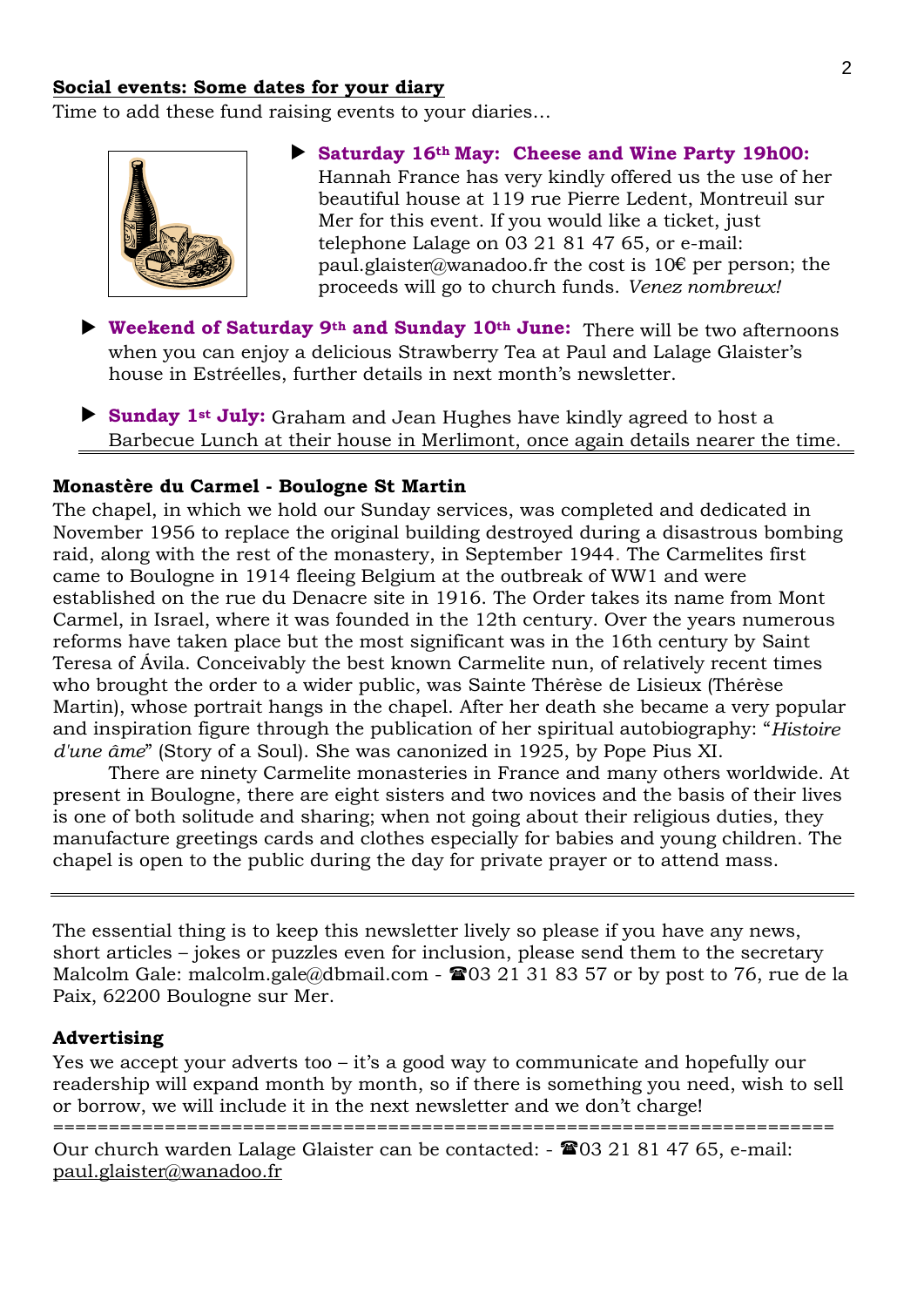## Social events: Some dates for your diary

Time to add these fund raising events to your diaries…

- **Saturday 16th May: Cheese and Wine Party 19h00:** Hannah France has very kindly offered us the use of her beautiful house at 119 rue Pierre Ledent, Montreuil sur Mer for this event. If you would like a ticket, just telephone Lalage on 03 21 81 47 65, or e-mail: paul.glaister@wanadoo.fr the cost is 10€ per person; the proceeds will go to church funds. *Venez nombreux!*

- **Weekend of Saturday 9th and Sunday 10th June:** There will be two afternoons when you can enjoy a delicious Strawberry Tea at Paul and Lalage Glaister's house in Estréelles, further details in next month's newsletter.

- **Sunday 1st July:** Graham and Jean Hughes have kindly agreed to host a Barbecue Lunch at their house in Merlimont, once again details nearer the time.

---

### Monastère du Carmel - Boulogne St Martin

The chapel, in which we hold our Sunday services, was completed and dedicated in November 1956 to replace the original building destroyed during a disastrous bombing raid, along with the rest of the monastery, in September 1944. The Carmelites first came to Boulogne in 1914 fleeing Belgium at the outbreak of WW1 and were established on the rue du Denacre site in 1916. The Order takes its name from Mont Carmel, in Israel, where it was founded in the 12th century. Over the years numerous reforms have taken place but the most significant was in the 16th century by Saint Teresa of Ávila. Conceivably the best known Carmelite nun, of relatively recent times who brought the order to a wider public, was Sainte Thérèse de Lisieux (Thérèse Martin), whose portrait hangs in the chapel. After her death she became a very popular and inspiration figure through the publication of her spiritual autobiography: "*Histoire d'une âme*" (Story of a Soul). She was canonized in 1925, by Pope Pius XI.

There are ninety Carmelite monasteries in France and many others worldwide. At present in Boulogne, there are eight sisters and two novices and the basis of their lives is one of both solitude and sharing; when not going about their religious duties, they manufacture greetings cards and clothes especially for babies and young children. The chapel is open to the public during the day for private prayer or to attend mass.

---

The essential thing is to keep this newsletter lively so please if you have any news, short articles – jokes or puzzles even for inclusion, please send them to the secretary Malcolm Gale: malcolm.gale@dbmail.com - ☎03 21 31 83 57 or by post to 76, rue de la Paix, 62200 Boulogne sur Mer.

### Advertising

Yes we accept your adverts too – it's a good way to communicate and hopefully our readership will expand month by month, so if there is something you need, wish to sell or borrow, we will include it in the next newsletter and we don't charge!

==================================================================

Our church warden Lalage Glaister can be contacted: - ☎03 21 81 47 65, e-mail: paul.glaister@wanadoo.fr